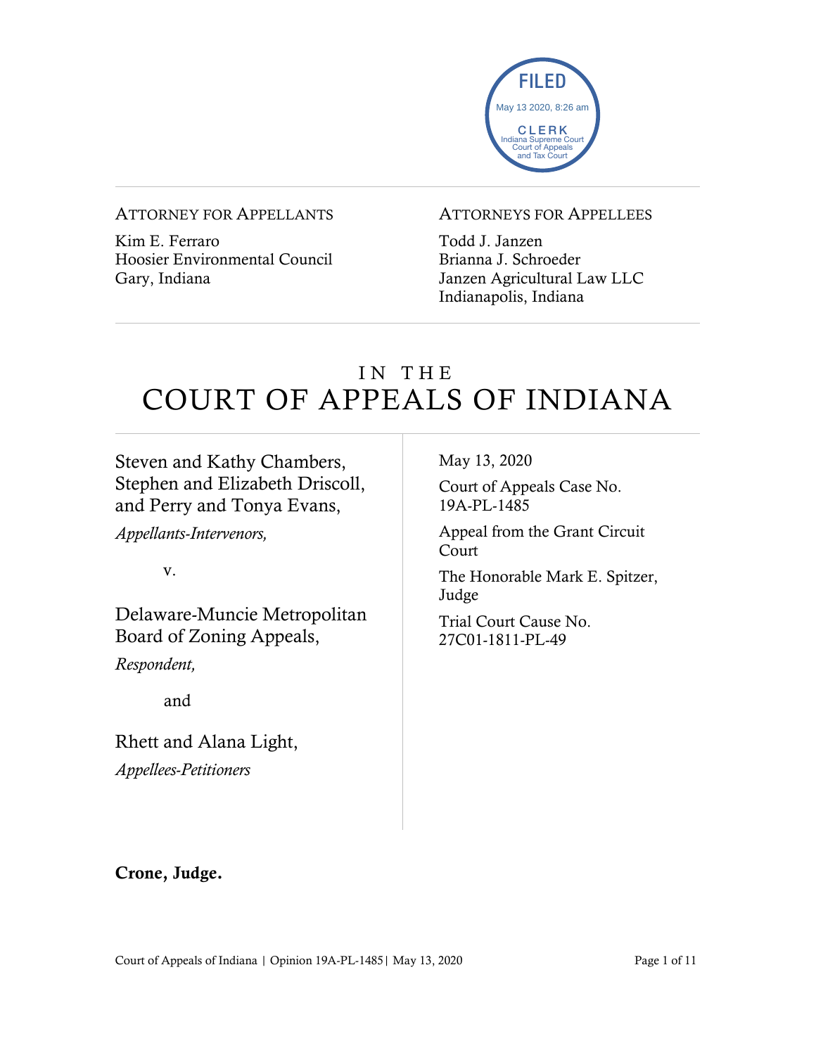FILED
May 13 2020, 8:26 am
CLERK
Indiana Supreme Court
Court of Appeals
and Tax Court

ATTORNEY FOR APPELLANTS

Kim E. Ferraro
Hoosier Environmental Council
Gary, Indiana

ATTORNEYS FOR APPELLEES

Todd J. Janzen
Brianna J. Schroeder
Janzen Agricultural Law LLC
Indianapolis, Indiana

# IN THE COURT OF APPEALS OF INDIANA

Steven and Kathy Chambers, Stephen and Elizabeth Driscoll, and Perry and Tonya Evans,
*Appellants-Intervenors,*

v.

Delaware-Muncie Metropolitan Board of Zoning Appeals,
*Respondent,*

and

Rhett and Alana Light,
*Appellees-Petitioners*

May 13, 2020

Court of Appeals Case No. 19A-PL-1485

Appeal from the Grant Circuit Court

The Honorable Mark E. Spitzer, Judge

Trial Court Cause No. 27C01-1811-PL-49

**Crone, Judge.**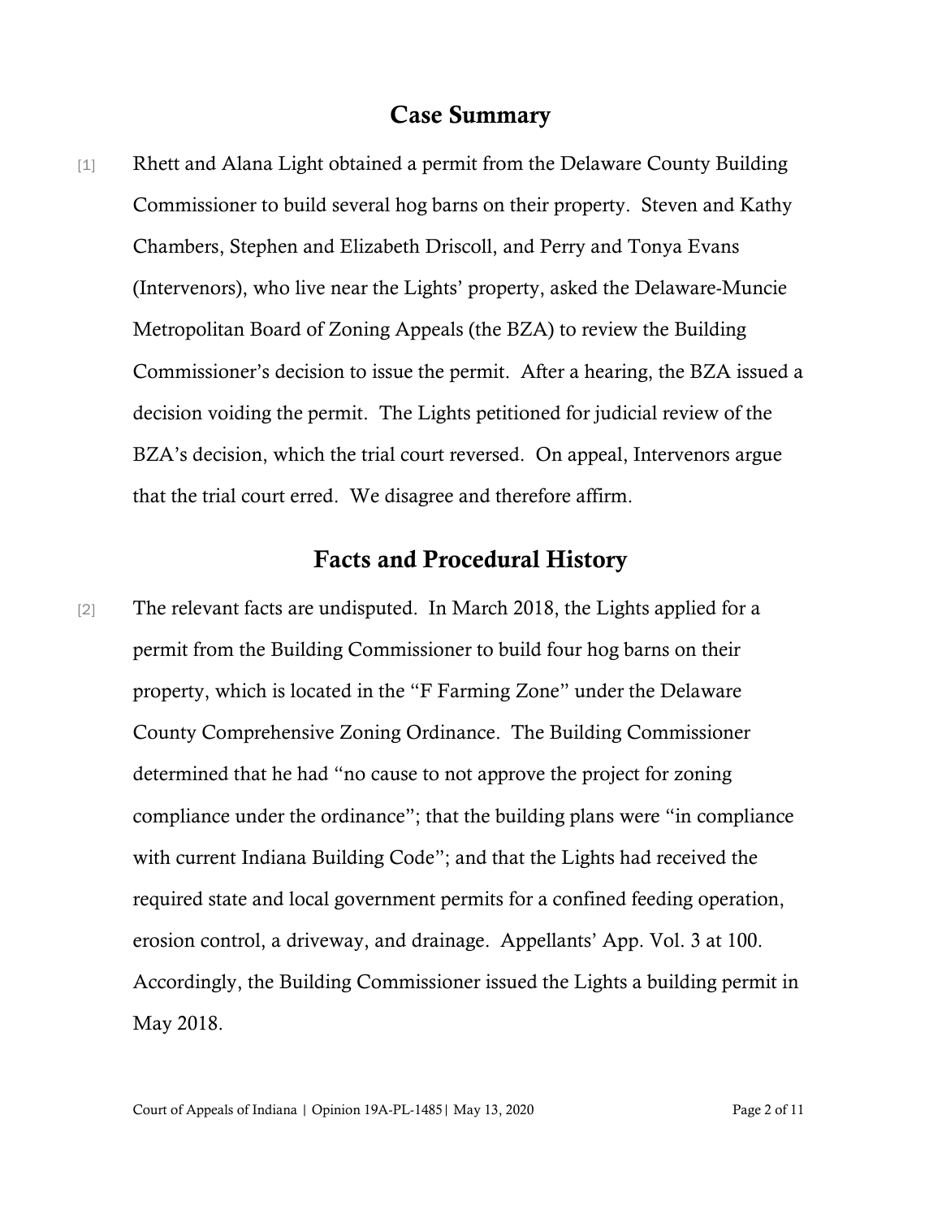## Case Summary

[1] Rhett and Alana Light obtained a permit from the Delaware County Building Commissioner to build several hog barns on their property. Steven and Kathy Chambers, Stephen and Elizabeth Driscoll, and Perry and Tonya Evans (Intervenors), who live near the Lights' property, asked the Delaware-Muncie Metropolitan Board of Zoning Appeals (the BZA) to review the Building Commissioner's decision to issue the permit. After a hearing, the BZA issued a decision voiding the permit. The Lights petitioned for judicial review of the BZA's decision, which the trial court reversed. On appeal, Intervenors argue that the trial court erred. We disagree and therefore affirm.

## Facts and Procedural History

[2] The relevant facts are undisputed. In March 2018, the Lights applied for a permit from the Building Commissioner to build four hog barns on their property, which is located in the "F Farming Zone" under the Delaware County Comprehensive Zoning Ordinance. The Building Commissioner determined that he had "no cause to not approve the project for zoning compliance under the ordinance"; that the building plans were "in compliance with current Indiana Building Code"; and that the Lights had received the required state and local government permits for a confined feeding operation, erosion control, a driveway, and drainage. Appellants' App. Vol. 3 at 100. Accordingly, the Building Commissioner issued the Lights a building permit in May 2018.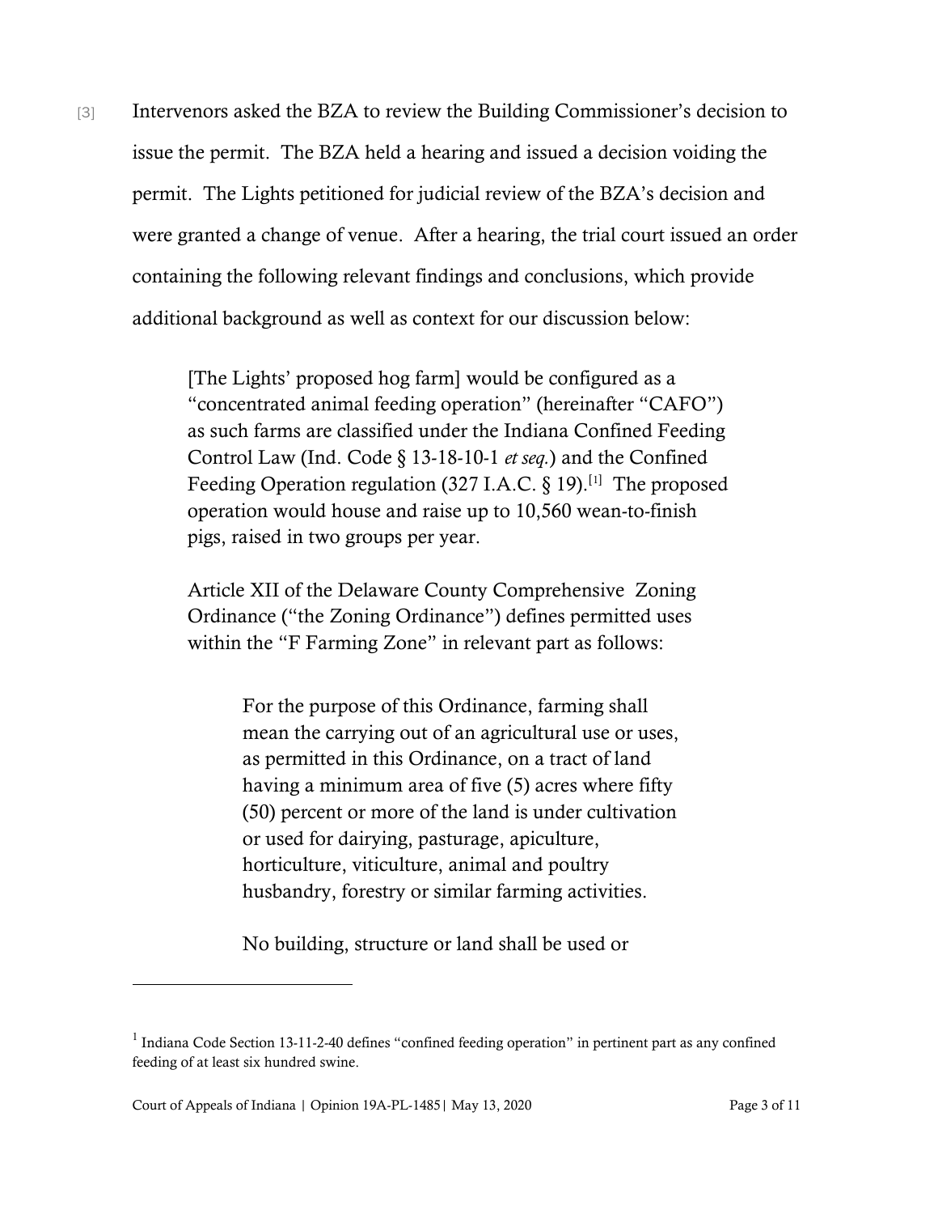[3] Intervenors asked the BZA to review the Building Commissioner's decision to issue the permit. The BZA held a hearing and issued a decision voiding the permit. The Lights petitioned for judicial review of the BZA's decision and were granted a change of venue. After a hearing, the trial court issued an order containing the following relevant findings and conclusions, which provide additional background as well as context for our discussion below:

> [The Lights' proposed hog farm] would be configured as a "concentrated animal feeding operation" (hereinafter "CAFO") as such farms are classified under the Indiana Confined Feeding Control Law (Ind. Code § 13-18-10-1 *et seq.*) and the Confined Feeding Operation regulation (327 I.A.C. § 19).[1] The proposed operation would house and raise up to 10,560 wean-to-finish pigs, raised in two groups per year.
>
> Article XII of the Delaware County Comprehensive Zoning Ordinance ("the Zoning Ordinance") defines permitted uses within the "F Farming Zone" in relevant part as follows:
>
>> For the purpose of this Ordinance, farming shall mean the carrying out of an agricultural use or uses, as permitted in this Ordinance, on a tract of land having a minimum area of five (5) acres where fifty (50) percent or more of the land is under cultivation or used for dairying, pasturage, apiculture, horticulture, viticulture, animal and poultry husbandry, forestry or similar farming activities.
>>
>> No building, structure or land shall be used or

---

[1] Indiana Code Section 13-11-2-40 defines "confined feeding operation" in pertinent part as any confined feeding of at least six hundred swine.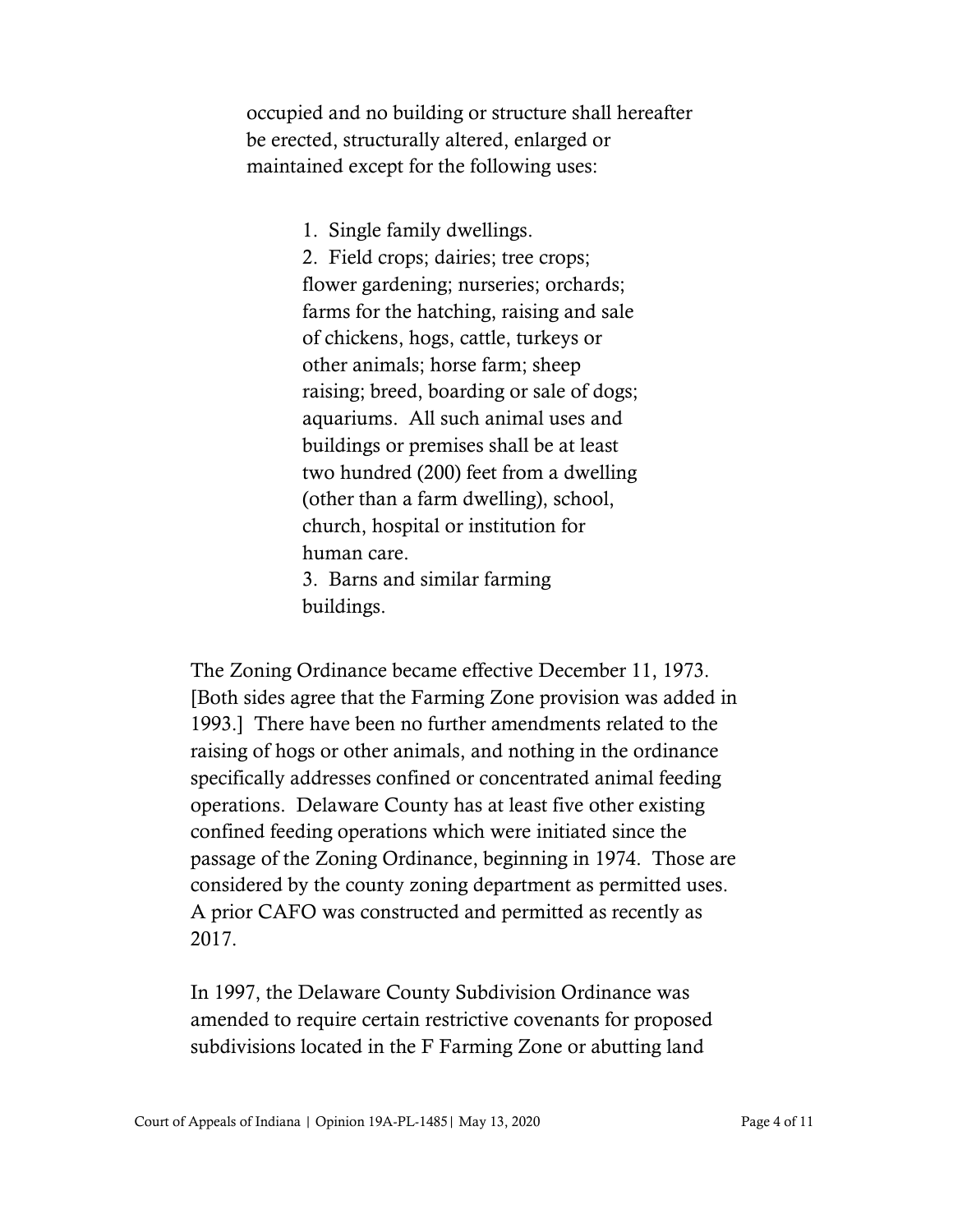> occupied and no building or structure shall hereafter be erected, structurally altered, enlarged or maintained except for the following uses:
>
> > 1. Single family dwellings.
> > 2. Field crops; dairies; tree crops; flower gardening; nurseries; orchards; farms for the hatching, raising and sale of chickens, hogs, cattle, turkeys or other animals; horse farm; sheep raising; breed, boarding or sale of dogs; aquariums. All such animal uses and buildings or premises shall be at least two hundred (200) feet from a dwelling (other than a farm dwelling), school, church, hospital or institution for human care.
> > 3. Barns and similar farming buildings.
>
> The Zoning Ordinance became effective December 11, 1973. [Both sides agree that the Farming Zone provision was added in 1993.] There have been no further amendments related to the raising of hogs or other animals, and nothing in the ordinance specifically addresses confined or concentrated animal feeding operations. Delaware County has at least five other existing confined feeding operations which were initiated since the passage of the Zoning Ordinance, beginning in 1974. Those are considered by the county zoning department as permitted uses. A prior CAFO was constructed and permitted as recently as 2017.
>
> In 1997, the Delaware County Subdivision Ordinance was amended to require certain restrictive covenants for proposed subdivisions located in the F Farming Zone or abutting land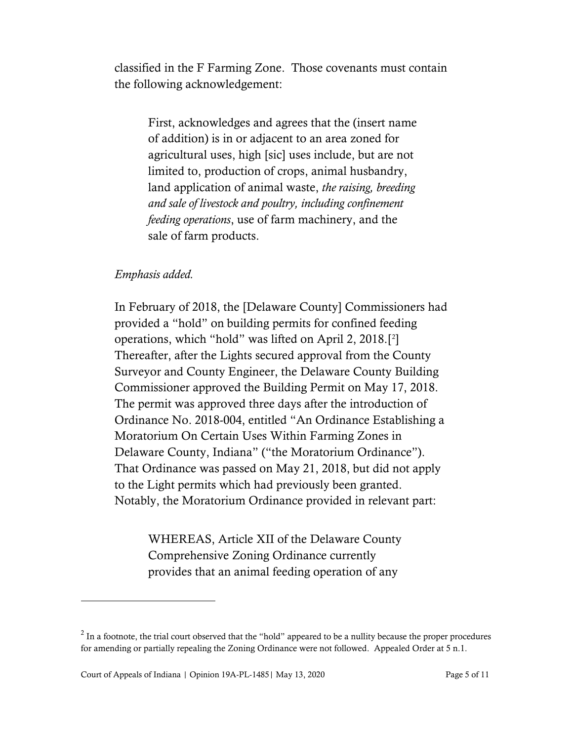classified in the F Farming Zone. Those covenants must contain the following acknowledgement:

> First, acknowledges and agrees that the (insert name of addition) is in or adjacent to an area zoned for agricultural uses, high [sic] uses include, but are not limited to, production of crops, animal husbandry, land application of animal waste, *the raising, breeding and sale of livestock and poultry, including confinement feeding operations*, use of farm machinery, and the sale of farm products.

*Emphasis added.*

In February of 2018, the [Delaware County] Commissioners had provided a "hold" on building permits for confined feeding operations, which "hold" was lifted on April 2, 2018.[2] Thereafter, after the Lights secured approval from the County Surveyor and County Engineer, the Delaware County Building Commissioner approved the Building Permit on May 17, 2018. The permit was approved three days after the introduction of Ordinance No. 2018-004, entitled "An Ordinance Establishing a Moratorium On Certain Uses Within Farming Zones in Delaware County, Indiana" ("the Moratorium Ordinance"). That Ordinance was passed on May 21, 2018, but did not apply to the Light permits which had previously been granted. Notably, the Moratorium Ordinance provided in relevant part:

> WHEREAS, Article XII of the Delaware County Comprehensive Zoning Ordinance currently provides that an animal feeding operation of any

[2] In a footnote, the trial court observed that the "hold" appeared to be a nullity because the proper procedures for amending or partially repealing the Zoning Ordinance were not followed. Appealed Order at 5 n.1.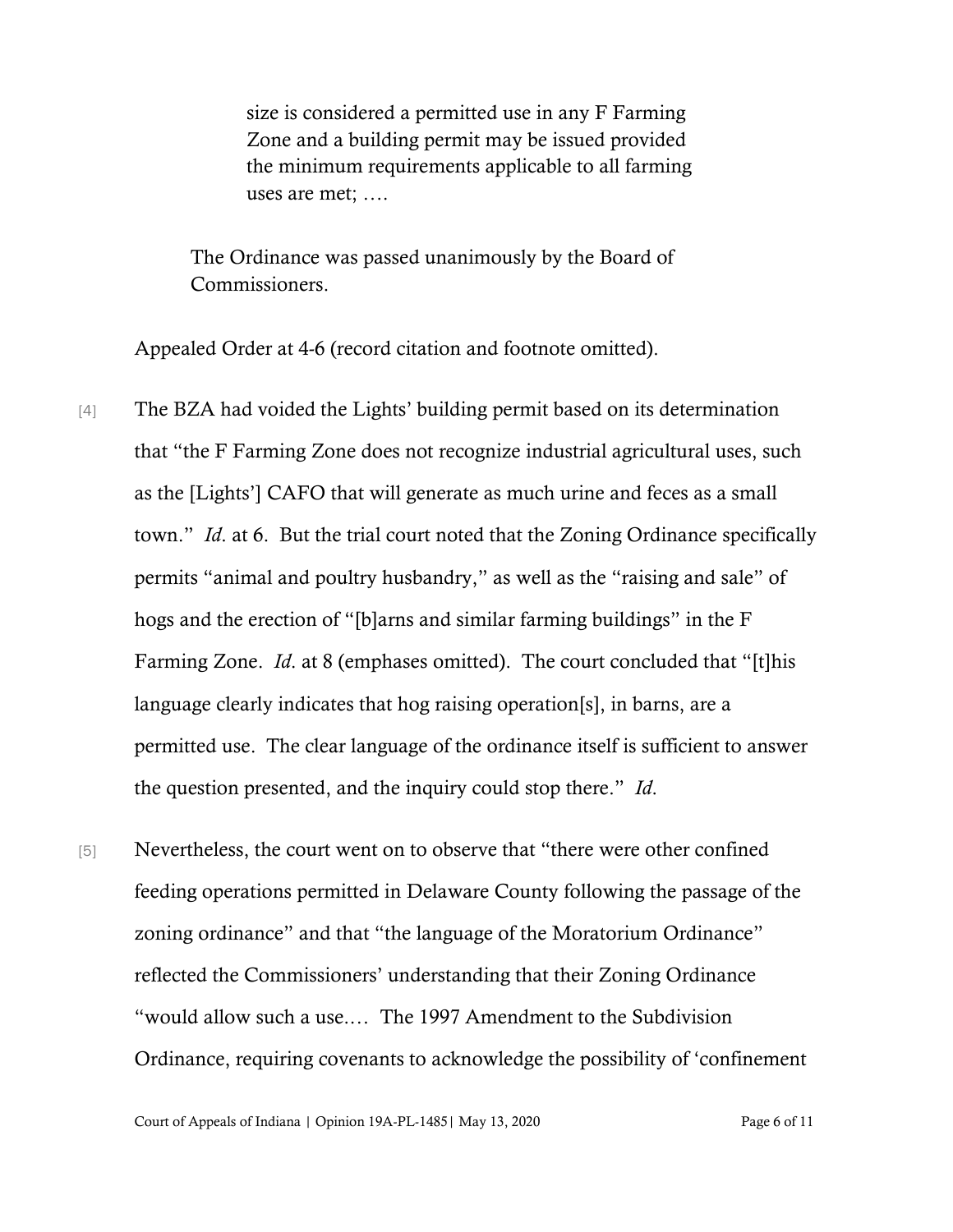> > size is considered a permitted use in any F Farming Zone and a building permit may be issued provided the minimum requirements applicable to all farming uses are met; ….
>
> The Ordinance was passed unanimously by the Board of Commissioners.

Appealed Order at 4-6 (record citation and footnote omitted).

[4] The BZA had voided the Lights' building permit based on its determination that "the F Farming Zone does not recognize industrial agricultural uses, such as the [Lights'] CAFO that will generate as much urine and feces as a small town." *Id*. at 6. But the trial court noted that the Zoning Ordinance specifically permits "animal and poultry husbandry," as well as the "raising and sale" of hogs and the erection of "[b]arns and similar farming buildings" in the F Farming Zone. *Id*. at 8 (emphases omitted). The court concluded that "[t]his language clearly indicates that hog raising operation[s], in barns, are a permitted use. The clear language of the ordinance itself is sufficient to answer the question presented, and the inquiry could stop there." *Id*.

[5] Nevertheless, the court went on to observe that "there were other confined feeding operations permitted in Delaware County following the passage of the zoning ordinance" and that "the language of the Moratorium Ordinance" reflected the Commissioners' understanding that their Zoning Ordinance "would allow such a use.… The 1997 Amendment to the Subdivision Ordinance, requiring covenants to acknowledge the possibility of 'confinement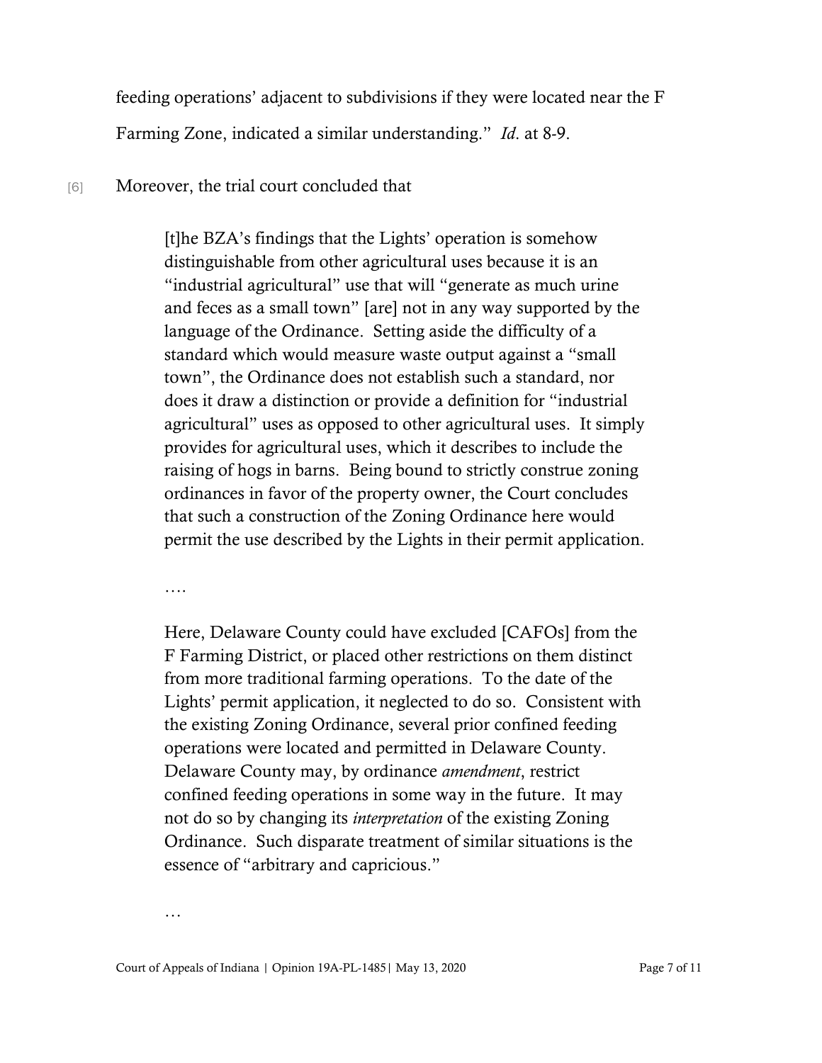feeding operations' adjacent to subdivisions if they were located near the F Farming Zone, indicated a similar understanding." *Id*. at 8-9.

[6] Moreover, the trial court concluded that

> [t]he BZA's findings that the Lights' operation is somehow distinguishable from other agricultural uses because it is an "industrial agricultural" use that will "generate as much urine and feces as a small town" [are] not in any way supported by the language of the Ordinance. Setting aside the difficulty of a standard which would measure waste output against a "small town", the Ordinance does not establish such a standard, nor does it draw a distinction or provide a definition for "industrial agricultural" uses as opposed to other agricultural uses. It simply provides for agricultural uses, which it describes to include the raising of hogs in barns. Being bound to strictly construe zoning ordinances in favor of the property owner, the Court concludes that such a construction of the Zoning Ordinance here would permit the use described by the Lights in their permit application.
>
> ….
>
> Here, Delaware County could have excluded [CAFOs] from the F Farming District, or placed other restrictions on them distinct from more traditional farming operations. To the date of the Lights' permit application, it neglected to do so. Consistent with the existing Zoning Ordinance, several prior confined feeding operations were located and permitted in Delaware County. Delaware County may, by ordinance *amendment*, restrict confined feeding operations in some way in the future. It may not do so by changing its *interpretation* of the existing Zoning Ordinance. Such disparate treatment of similar situations is the essence of "arbitrary and capricious."
>
> …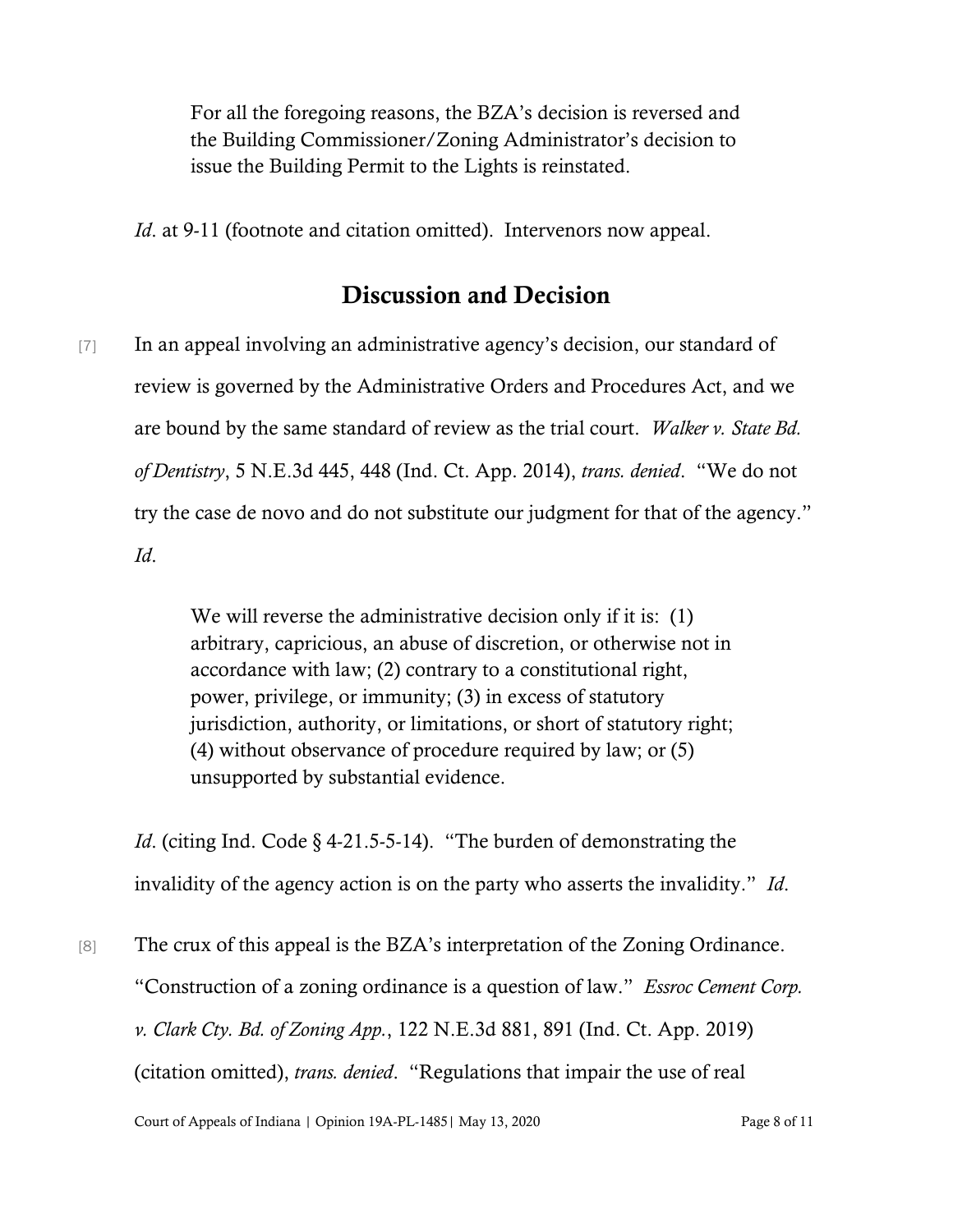> For all the foregoing reasons, the BZA's decision is reversed and the Building Commissioner/Zoning Administrator's decision to issue the Building Permit to the Lights is reinstated.

*Id*. at 9-11 (footnote and citation omitted). Intervenors now appeal.

## Discussion and Decision

[7] In an appeal involving an administrative agency's decision, our standard of review is governed by the Administrative Orders and Procedures Act, and we are bound by the same standard of review as the trial court. *Walker v. State Bd. of Dentistry*, 5 N.E.3d 445, 448 (Ind. Ct. App. 2014), *trans. denied*. "We do not try the case de novo and do not substitute our judgment for that of the agency." *Id*.

> We will reverse the administrative decision only if it is: (1) arbitrary, capricious, an abuse of discretion, or otherwise not in accordance with law; (2) contrary to a constitutional right, power, privilege, or immunity; (3) in excess of statutory jurisdiction, authority, or limitations, or short of statutory right; (4) without observance of procedure required by law; or (5) unsupported by substantial evidence.

*Id*. (citing Ind. Code § 4-21.5-5-14). "The burden of demonstrating the invalidity of the agency action is on the party who asserts the invalidity." *Id*.

[8] The crux of this appeal is the BZA's interpretation of the Zoning Ordinance. "Construction of a zoning ordinance is a question of law." *Essroc Cement Corp. v. Clark Cty. Bd. of Zoning App.*, 122 N.E.3d 881, 891 (Ind. Ct. App. 2019) (citation omitted), *trans. denied*. "Regulations that impair the use of real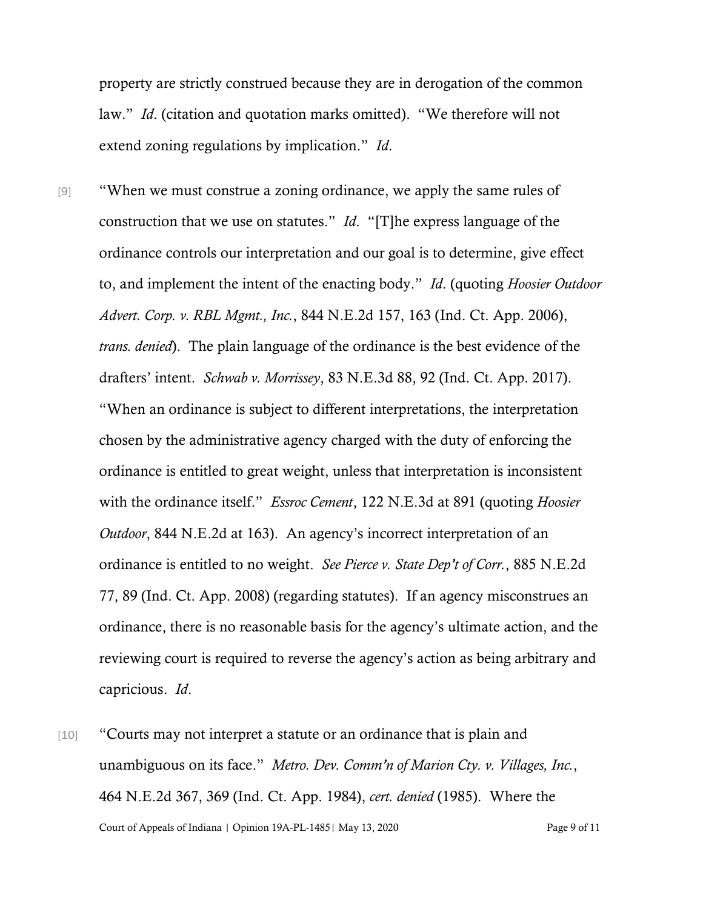property are strictly construed because they are in derogation of the common law." *Id*. (citation and quotation marks omitted). "We therefore will not extend zoning regulations by implication." *Id*.

[9] "When we must construe a zoning ordinance, we apply the same rules of construction that we use on statutes." *Id*. "[T]he express language of the ordinance controls our interpretation and our goal is to determine, give effect to, and implement the intent of the enacting body." *Id*. (quoting *Hoosier Outdoor Advert. Corp. v. RBL Mgmt., Inc.*, 844 N.E.2d 157, 163 (Ind. Ct. App. 2006), *trans. denied*). The plain language of the ordinance is the best evidence of the drafters' intent. *Schwab v. Morrissey*, 83 N.E.3d 88, 92 (Ind. Ct. App. 2017). "When an ordinance is subject to different interpretations, the interpretation chosen by the administrative agency charged with the duty of enforcing the ordinance is entitled to great weight, unless that interpretation is inconsistent with the ordinance itself." *Essroc Cement*, 122 N.E.3d at 891 (quoting *Hoosier Outdoor*, 844 N.E.2d at 163). An agency's incorrect interpretation of an ordinance is entitled to no weight. *See Pierce v. State Dep't of Corr.*, 885 N.E.2d 77, 89 (Ind. Ct. App. 2008) (regarding statutes). If an agency misconstrues an ordinance, there is no reasonable basis for the agency's ultimate action, and the reviewing court is required to reverse the agency's action as being arbitrary and capricious. *Id*.

[10] "Courts may not interpret a statute or an ordinance that is plain and unambiguous on its face." *Metro. Dev. Comm'n of Marion Cty. v. Villages, Inc.*, 464 N.E.2d 367, 369 (Ind. Ct. App. 1984), *cert. denied* (1985). Where the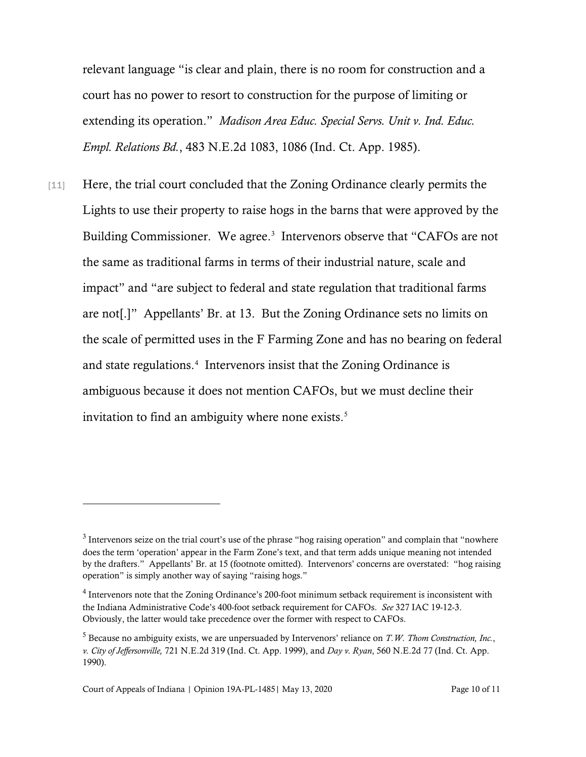relevant language "is clear and plain, there is no room for construction and a court has no power to resort to construction for the purpose of limiting or extending its operation." *Madison Area Educ. Special Servs. Unit v. Ind. Educ. Empl. Relations Bd.*, 483 N.E.2d 1083, 1086 (Ind. Ct. App. 1985).

[11] Here, the trial court concluded that the Zoning Ordinance clearly permits the Lights to use their property to raise hogs in the barns that were approved by the Building Commissioner. We agree.[3] Intervenors observe that "CAFOs are not the same as traditional farms in terms of their industrial nature, scale and impact" and "are subject to federal and state regulation that traditional farms are not[.]" Appellants' Br. at 13. But the Zoning Ordinance sets no limits on the scale of permitted uses in the F Farming Zone and has no bearing on federal and state regulations.[4] Intervenors insist that the Zoning Ordinance is ambiguous because it does not mention CAFOs, but we must decline their invitation to find an ambiguity where none exists.[5]

---

[3] Intervenors seize on the trial court's use of the phrase "hog raising operation" and complain that "nowhere does the term 'operation' appear in the Farm Zone's text, and that term adds unique meaning not intended by the drafters." Appellants' Br. at 15 (footnote omitted). Intervenors' concerns are overstated: "hog raising operation" is simply another way of saying "raising hogs."

[4] Intervenors note that the Zoning Ordinance's 200-foot minimum setback requirement is inconsistent with the Indiana Administrative Code's 400-foot setback requirement for CAFOs. *See* 327 IAC 19-12-3. Obviously, the latter would take precedence over the former with respect to CAFOs.

[5] Because no ambiguity exists, we are unpersuaded by Intervenors' reliance on *T.W. Thom Construction, Inc., v. City of Jeffersonville,* 721 N.E.2d 319 (Ind. Ct. App. 1999), and *Day v. Ryan*, 560 N.E.2d 77 (Ind. Ct. App. 1990).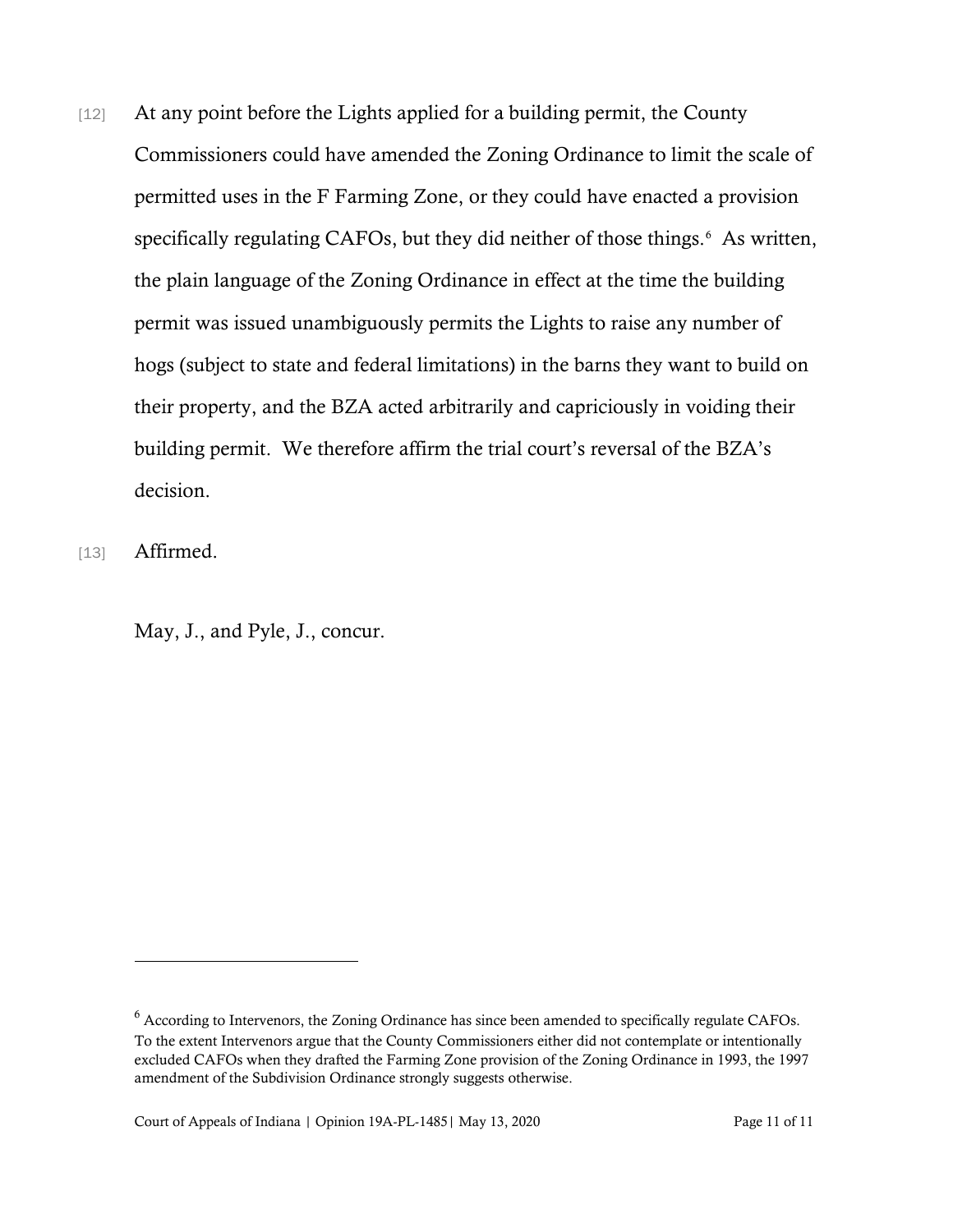[12] At any point before the Lights applied for a building permit, the County Commissioners could have amended the Zoning Ordinance to limit the scale of permitted uses in the F Farming Zone, or they could have enacted a provision specifically regulating CAFOs, but they did neither of those things.[6] As written, the plain language of the Zoning Ordinance in effect at the time the building permit was issued unambiguously permits the Lights to raise any number of hogs (subject to state and federal limitations) in the barns they want to build on their property, and the BZA acted arbitrarily and capriciously in voiding their building permit. We therefore affirm the trial court's reversal of the BZA's decision.

[13] Affirmed.

May, J., and Pyle, J., concur.

---

[6] According to Intervenors, the Zoning Ordinance has since been amended to specifically regulate CAFOs. To the extent Intervenors argue that the County Commissioners either did not contemplate or intentionally excluded CAFOs when they drafted the Farming Zone provision of the Zoning Ordinance in 1993, the 1997 amendment of the Subdivision Ordinance strongly suggests otherwise.